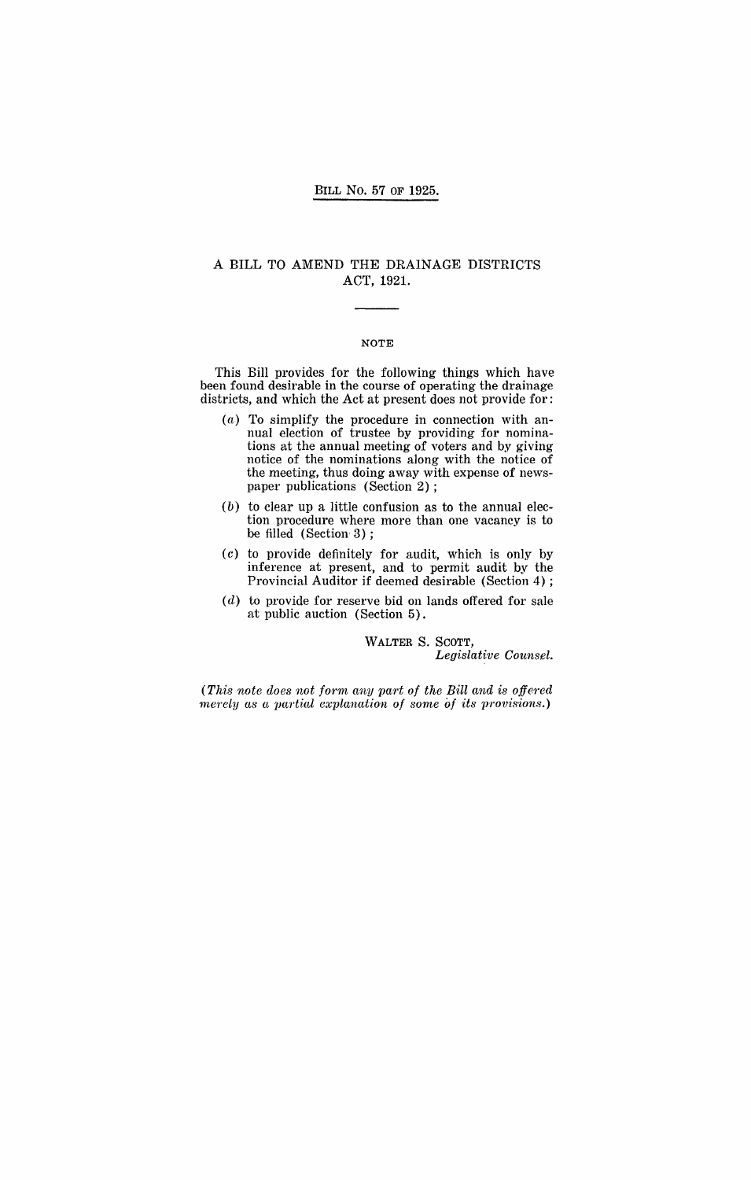BILL NO. 57 OF 1925.

# A BILL TO AMEND THE DRAINAGE DISTRICTS ACT, 1921.

## NOTE

This Bill provides for the following things which have been found desirable in the course of operating the drainage districts, and which the Act at present does not provide for:

(a) To simplify the procedure in connection with annual election of trustee by providing for nominations at the annual meeting of voters and by giving notice of the nominations along with the notice of the meeting, thus doing away with expense of newspaper publications (Section 2);

(b) to clear up a little confusion as to the annual election procedure where more than one vacancy is to be filled (Section 3);

(c) to provide definitely for audit, which is only by inference at present, and to permit audit by the Provincial Auditor if deemed desirable (Section 4);

(d) to provide for reserve bid on lands offered for sale at public auction (Section 5).

WALTER S. SCOTT,
*Legislative Counsel.*

*(This note does not form any part of the Bill and is offered merely as a partial explanation of some of its provisions.)*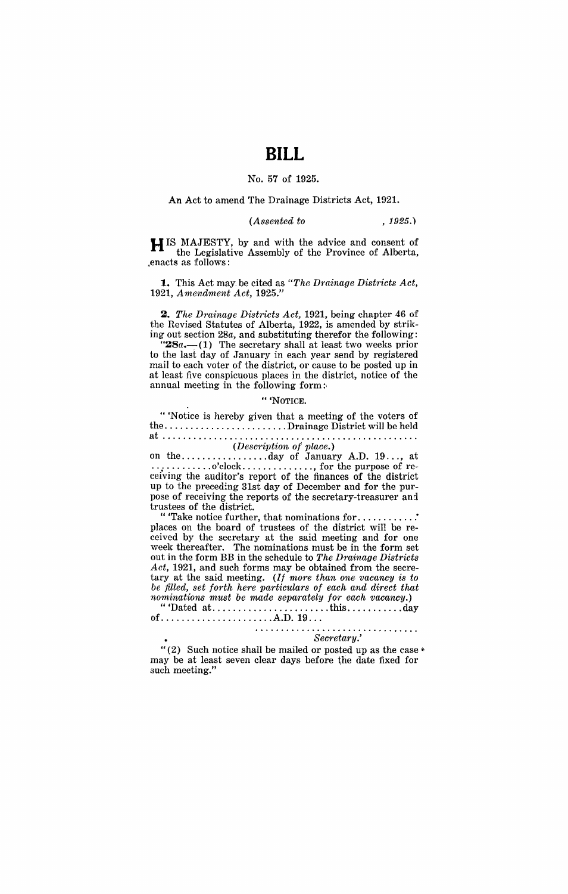# BILL

No. 57 of 1925.

An Act to amend The Drainage Districts Act, 1921.

*(Assented to , 1925.)*

HIS MAJESTY, by and with the advice and consent of the Legislative Assembly of the Province of Alberta, enacts as follows:

**1.** This Act may be cited as *"The Drainage Districts Act, 1921, Amendment Act, 1925."*

**2.** *The Drainage Districts Act,* 1921, being chapter 46 of the Revised Statutes of Alberta, 1922, is amended by striking out section 28*a*, and substituting therefor the following:

"**28***a*.—(1) The secretary shall at least two weeks prior to the last day of January in each year send by registered mail to each voter of the district, or cause to be posted up in at least five conspicuous places in the district, notice of the annual meeting in the following form:

" 'NOTICE.

" 'Notice is hereby given that a meeting of the voters of the........................Drainage District will be held at ..................................................

*(Description of place.)*

on the.................day of January A.D. 19..., at .............o'clock.............., for the purpose of receiving the auditor's report of the finances of the district up to the preceding 31st day of December and for the purpose of receiving the reports of the secretary-treasurer and trustees of the district.

" 'Take notice further, that nominations for........... places on the board of trustees of the district will be received by the secretary at the said meeting and for one week thereafter. The nominations must be in the form set out in the form BB in the schedule to *The Drainage Districts Act,* 1921, and such forms may be obtained from the secretary at the said meeting. *(If more than one vacancy is to be filled, set forth here particulars of each and direct that nominations must be made separately for each vacancy.)*

" 'Dated at.......................this...........day of......................A.D. 19...

................................

*Secretary.'*

"(2) Such notice shall be mailed or posted up as the case may be at least seven clear days before the date fixed for such meeting."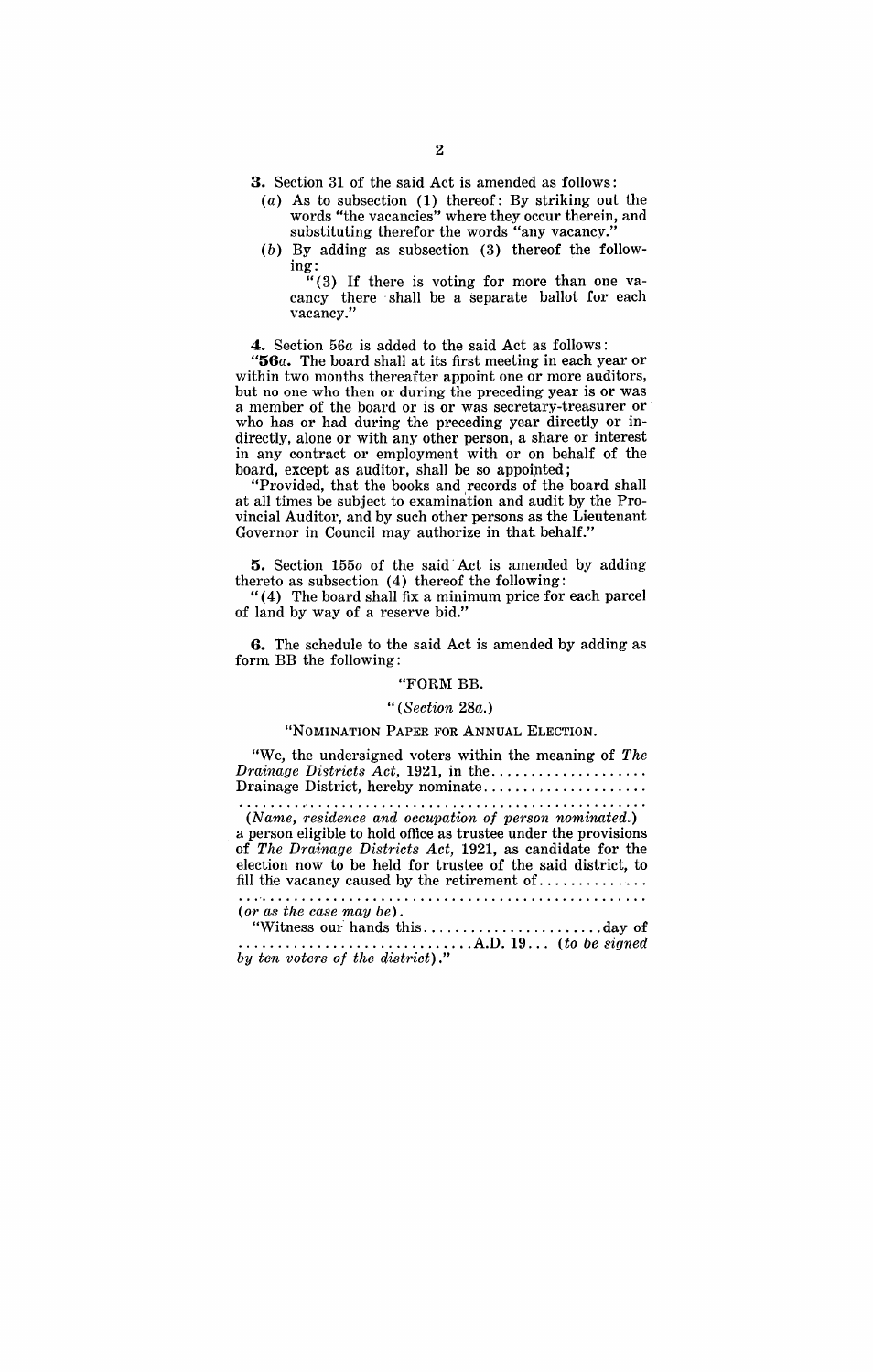**3.** Section 31 of the said Act is amended as follows:

(*a*) As to subsection (1) thereof: By striking out the words "the vacancies" where they occur therein, and substituting therefor the words "any vacancy."

(*b*) By adding as subsection (3) thereof the following:

"(3) If there is voting for more than one vacancy there shall be a separate ballot for each vacancy."

**4.** Section 56*a* is added to the said Act as follows:

"**56*a*.** The board shall at its first meeting in each year or within two months thereafter appoint one or more auditors, but no one who then or during the preceding year is or was a member of the board or is or was secretary-treasurer or who has or had during the preceding year directly or indirectly, alone or with any other person, a share or interest in any contract or employment with or on behalf of the board, except as auditor, shall be so appointed;

"Provided, that the books and records of the board shall at all times be subject to examination and audit by the Provincial Auditor, and by such other persons as the Lieutenant Governor in Council may authorize in that behalf."

**5.** Section 155*o* of the said Act is amended by adding thereto as subsection (4) thereof the following:

"(4) The board shall fix a minimum price for each parcel of land by way of a reserve bid."

**6.** The schedule to the said Act is amended by adding as form BB the following:

"FORM BB.

"(*Section* 28*a*.)

"NOMINATION PAPER FOR ANNUAL ELECTION.

"We, the undersigned voters within the meaning of *The Drainage Districts Act*, 1921, in the.................... Drainage District, hereby nominate.....................
..........................................................

(*Name, residence and occupation of person nominated.*)
a person eligible to hold office as trustee under the provisions of *The Drainage Districts Act*, 1921, as candidate for the election now to be held for trustee of the said district, to fill the vacancy caused by the retirement of..............
..........................................................

(*or as the case may be*).

"Witness our hands this.......................day of ..............................A.D. 19... (*to be signed by ten voters of the district*)."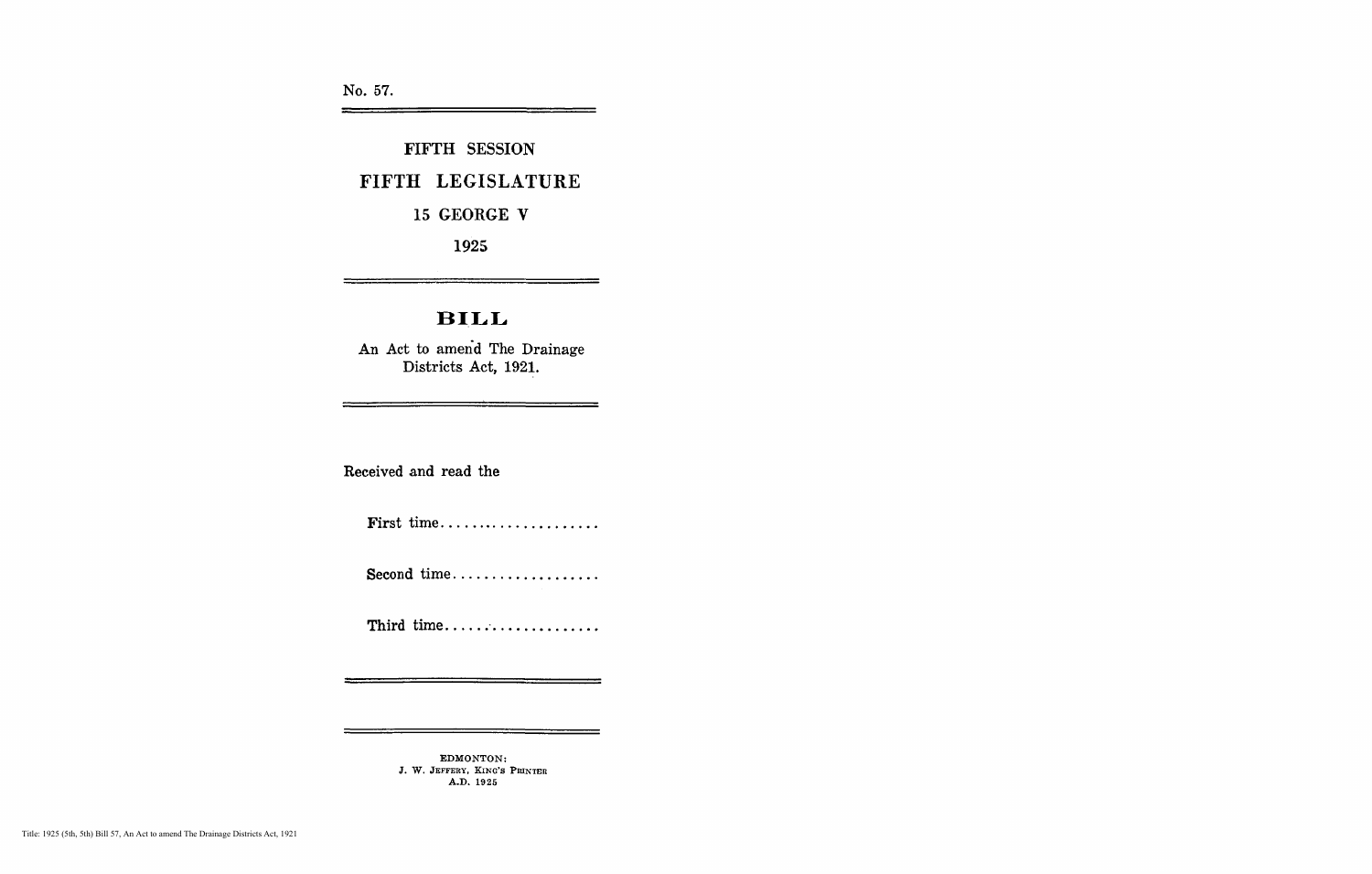No. 57.

FIFTH SESSION

FIFTH LEGISLATURE

15 GEORGE V

1925

# BILL

An Act to amend The Drainage Districts Act, 1921.

Received and read the

**First** time....................

**Second** time..................

**Third** time....................

EDMONTON:
J. W. JEFFERY, KING'S PRINTER
A.D. 1925

Title: 1925 (5th, 5th) Bill 57, An Act to amend The Drainage Districts Act, 1921